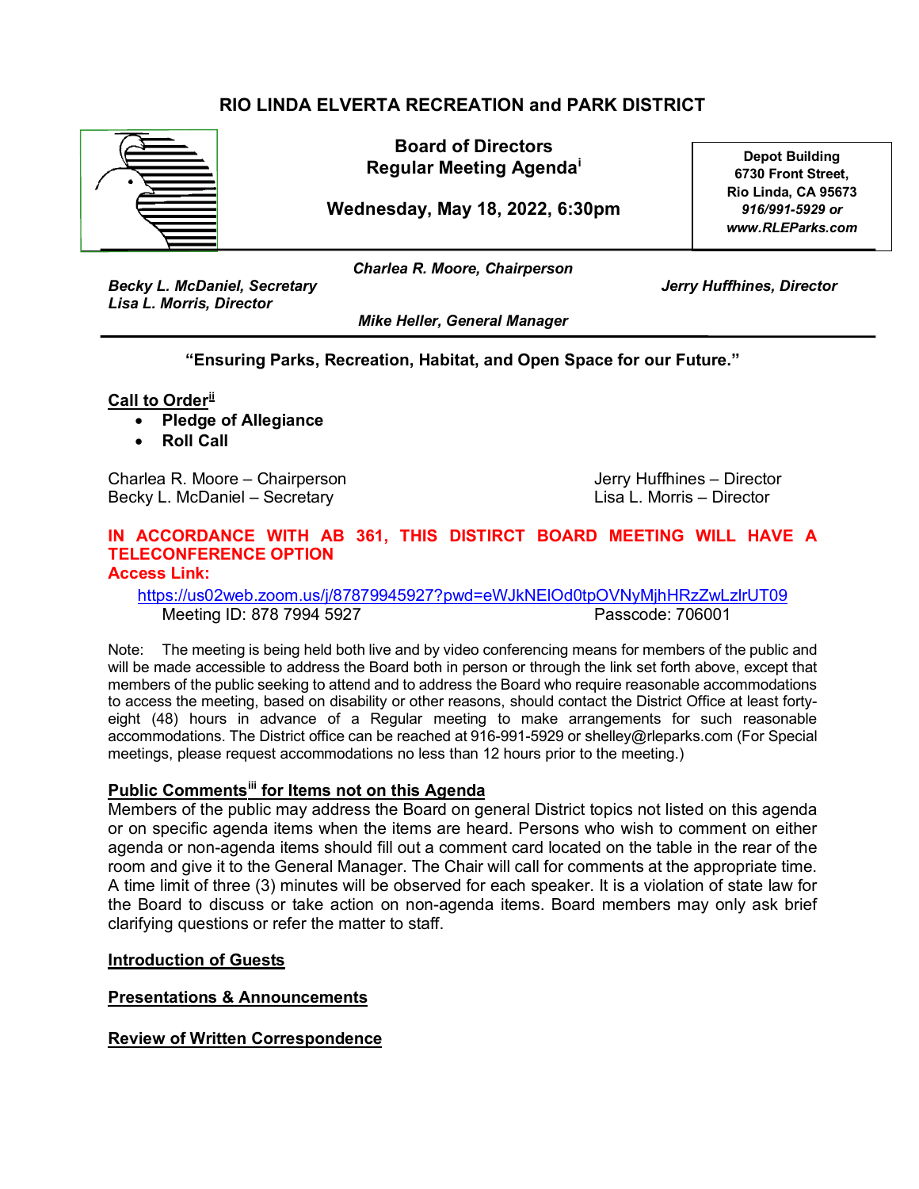# RIO LINDA ELVERTA RECREATION and PARK DISTRICT

**Board of Directors**
**Regular Meeting Agenda**[i]

**Wednesday, May 18, 2022, 6:30pm**

**Depot Building**
**6730 Front Street,**
**Rio Linda, CA 95673**
***916/991-5929 or***
***www.RLEParks.com***

***Charlea R. Moore, Chairperson***
***Becky L. McDaniel, Secretary***
***Jerry Huffhines, Director***
***Lisa L. Morris, Director***
***Mike Heller, General Manager***

**"Ensuring Parks, Recreation, Habitat, and Open Space for our Future."**

## Call to Order[ii]

- **Pledge of Allegiance**
- **Roll Call**

Charlea R. Moore – Chairperson
Becky L. McDaniel – Secretary
Jerry Huffhines – Director
Lisa L. Morris – Director

**IN ACCORDANCE WITH AB 361, THIS DISTIRCT BOARD MEETING WILL HAVE A TELECONFERENCE OPTION**
**Access Link:**

https://us02web.zoom.us/j/87879945927?pwd=eWJkNElOd0tpOVNyMjhHRzZwLzlrUT09
Meeting ID: 878 7994 5927 Passcode: 706001

Note: The meeting is being held both live and by video conferencing means for members of the public and will be made accessible to address the Board both in person or through the link set forth above, except that members of the public seeking to attend and to address the Board who require reasonable accommodations to access the meeting, based on disability or other reasons, should contact the District Office at least forty-eight (48) hours in advance of a Regular meeting to make arrangements for such reasonable accommodations. The District office can be reached at 916-991-5929 or shelley@rleparks.com (For Special meetings, please request accommodations no less than 12 hours prior to the meeting.)

## Public Comments[iii] for Items not on this Agenda

Members of the public may address the Board on general District topics not listed on this agenda or on specific agenda items when the items are heard. Persons who wish to comment on either agenda or non-agenda items should fill out a comment card located on the table in the rear of the room and give it to the General Manager. The Chair will call for comments at the appropriate time. A time limit of three (3) minutes will be observed for each speaker. It is a violation of state law for the Board to discuss or take action on non-agenda items. Board members may only ask brief clarifying questions or refer the matter to staff.

## Introduction of Guests

## Presentations & Announcements

## Review of Written Correspondence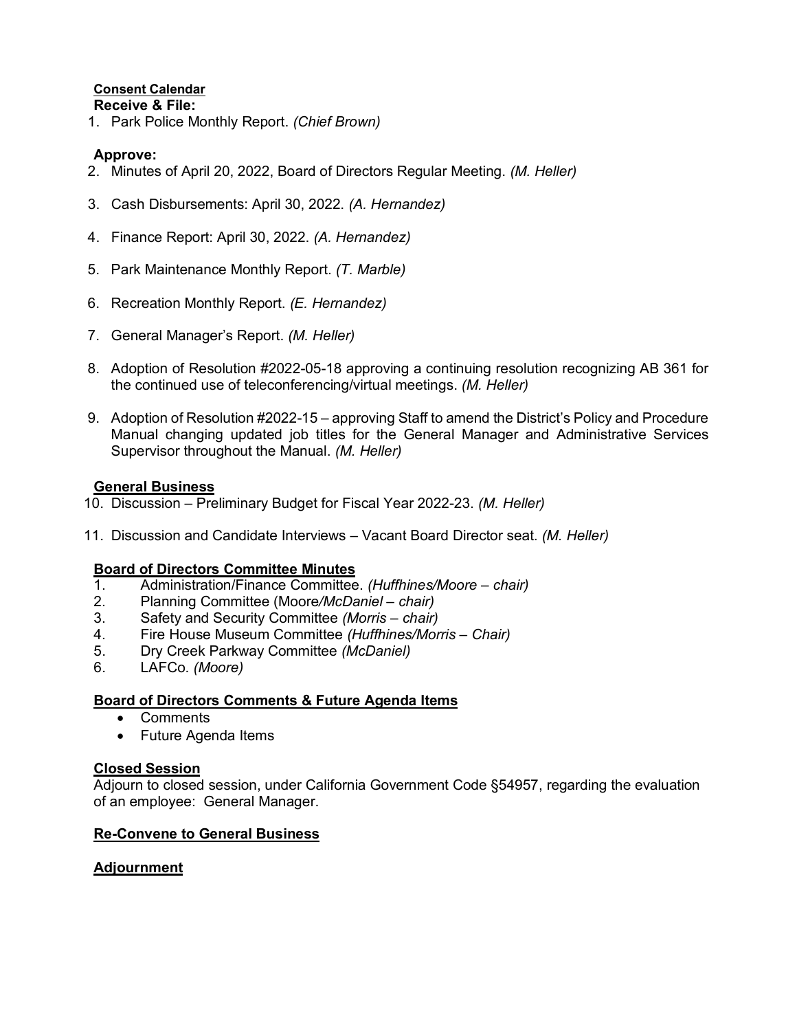**Consent Calendar**

**Receive & File:**

1. Park Police Monthly Report. *(Chief Brown)*

**Approve:**

2. Minutes of April 20, 2022, Board of Directors Regular Meeting. *(M. Heller)*

3. Cash Disbursements: April 30, 2022. *(A. Hernandez)*

4. Finance Report: April 30, 2022. *(A. Hernandez)*

5. Park Maintenance Monthly Report. *(T. Marble)*

6. Recreation Monthly Report. *(E. Hernandez)*

7. General Manager's Report. *(M. Heller)*

8. Adoption of Resolution #2022-05-18 approving a continuing resolution recognizing AB 361 for the continued use of teleconferencing/virtual meetings. *(M. Heller)*

9. Adoption of Resolution #2022-15 – approving Staff to amend the District's Policy and Procedure Manual changing updated job titles for the General Manager and Administrative Services Supervisor throughout the Manual. *(M. Heller)*

**General Business**

10. Discussion – Preliminary Budget for Fiscal Year 2022-23. *(M. Heller)*

11. Discussion and Candidate Interviews – Vacant Board Director seat. *(M. Heller)*

**Board of Directors Committee Minutes**

1. Administration/Finance Committee. *(Huffhines/Moore – chair)*
2. Planning Committee (Moore*/McDaniel – chair)*
3. Safety and Security Committee *(Morris – chair)*
4. Fire House Museum Committee *(Huffhines/Morris – Chair)*
5. Dry Creek Parkway Committee *(McDaniel)*
6. LAFCo. *(Moore)*

**Board of Directors Comments & Future Agenda Items**

- Comments
- Future Agenda Items

**Closed Session**

Adjourn to closed session, under California Government Code §54957, regarding the evaluation of an employee: General Manager.

**Re-Convene to General Business**

**Adjournment**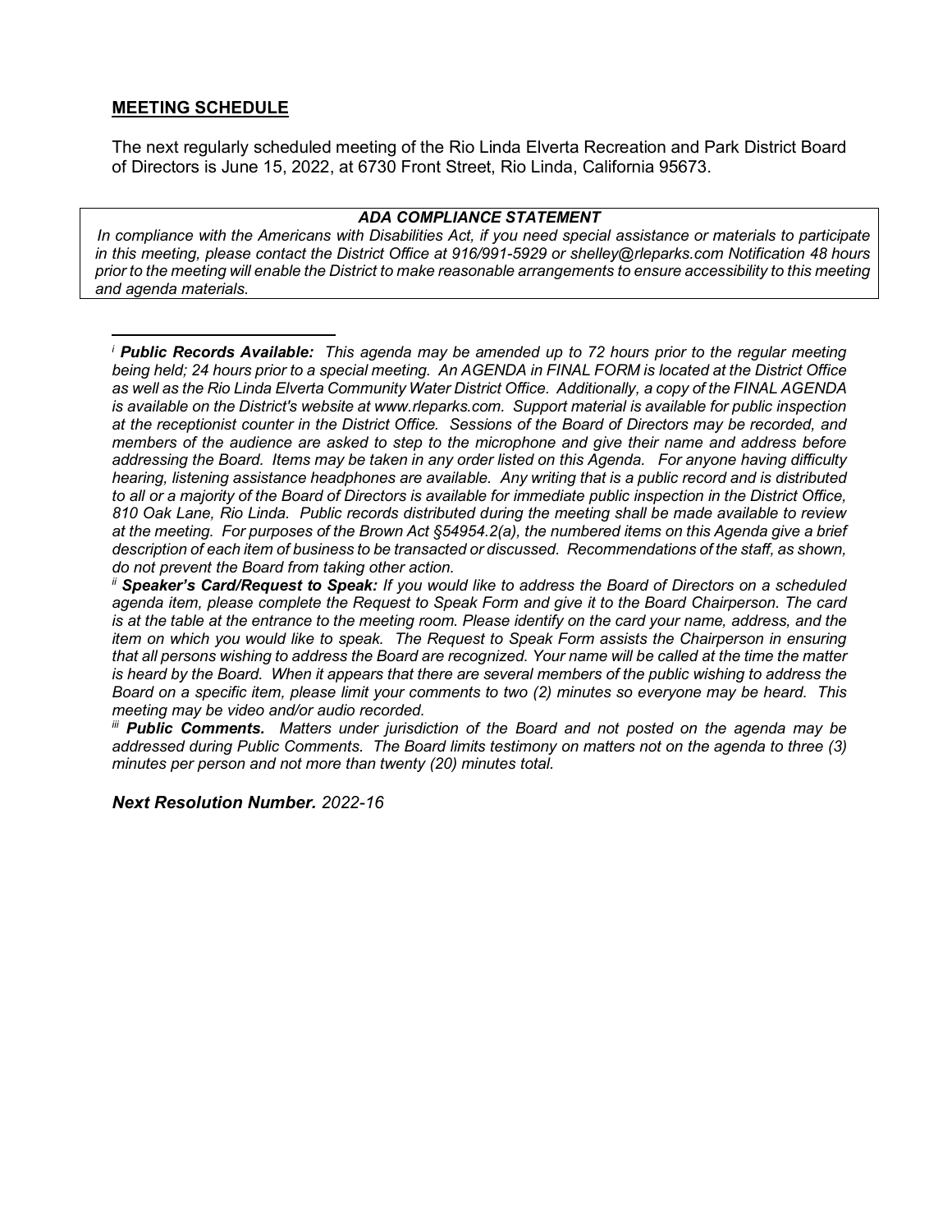## MEETING SCHEDULE

The next regularly scheduled meeting of the Rio Linda Elverta Recreation and Park District Board of Directors is June 15, 2022, at 6730 Front Street, Rio Linda, California 95673.

> ***ADA COMPLIANCE STATEMENT***
>
> *In compliance with the Americans with Disabilities Act, if you need special assistance or materials to participate in this meeting, please contact the District Office at 916/991-5929 or shelley@rleparks.com Notification 48 hours prior to the meeting will enable the District to make reasonable arrangements to ensure accessibility to this meeting and agenda materials.*

---

[i] ***Public Records Available:*** *This agenda may be amended up to 72 hours prior to the regular meeting being held; 24 hours prior to a special meeting. An AGENDA in FINAL FORM is located at the District Office as well as the Rio Linda Elverta Community Water District Office. Additionally, a copy of the FINAL AGENDA is available on the District's website at www.rleparks.com. Support material is available for public inspection at the receptionist counter in the District Office. Sessions of the Board of Directors may be recorded, and members of the audience are asked to step to the microphone and give their name and address before addressing the Board. Items may be taken in any order listed on this Agenda. For anyone having difficulty hearing, listening assistance headphones are available. Any writing that is a public record and is distributed to all or a majority of the Board of Directors is available for immediate public inspection in the District Office, 810 Oak Lane, Rio Linda. Public records distributed during the meeting shall be made available to review at the meeting. For purposes of the Brown Act §54954.2(a), the numbered items on this Agenda give a brief description of each item of business to be transacted or discussed. Recommendations of the staff, as shown, do not prevent the Board from taking other action.*

[ii] ***Speaker's Card/Request to Speak:*** *If you would like to address the Board of Directors on a scheduled agenda item, please complete the Request to Speak Form and give it to the Board Chairperson. The card is at the table at the entrance to the meeting room. Please identify on the card your name, address, and the item on which you would like to speak. The Request to Speak Form assists the Chairperson in ensuring that all persons wishing to address the Board are recognized. Your name will be called at the time the matter is heard by the Board. When it appears that there are several members of the public wishing to address the Board on a specific item, please limit your comments to two (2) minutes so everyone may be heard. This meeting may be video and/or audio recorded.*

[iii] ***Public Comments.*** *Matters under jurisdiction of the Board and not posted on the agenda may be addressed during Public Comments. The Board limits testimony on matters not on the agenda to three (3) minutes per person and not more than twenty (20) minutes total.*

***Next Resolution Number.*** *2022-16*